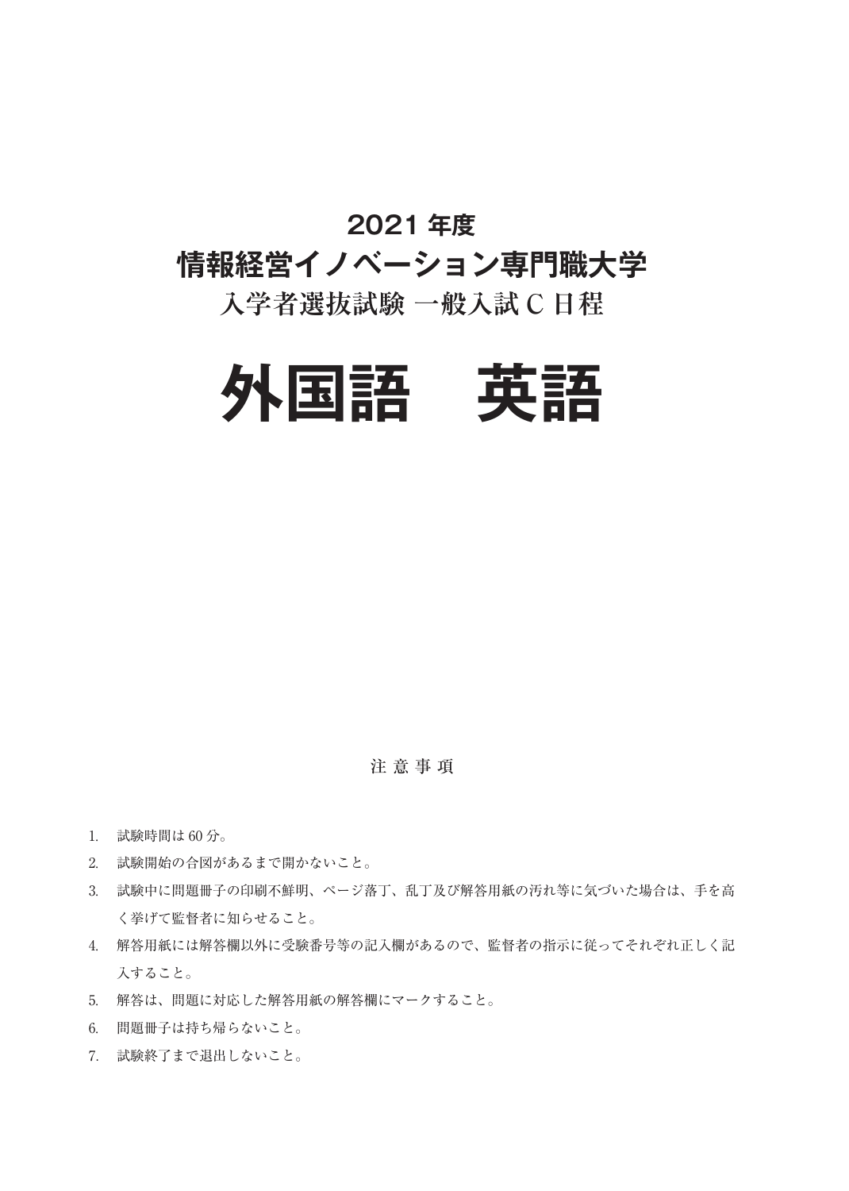# 2021 年度
# 情報経営イノベーション専門職大学
## 入学者選抜試験 一般入試 C 日程

# 外国語　英語

### 注 意 事 項

1. 試験時間は 60 分。
2. 試験開始の合図があるまで開かないこと。
3. 試験中に問題冊子の印刷不鮮明、ページ落丁、乱丁及び解答用紙の汚れ等に気づいた場合は、手を高く挙げて監督者に知らせること。
4. 解答用紙には解答欄以外に受験番号等の記入欄があるので、監督者の指示に従ってそれぞれ正しく記入すること。
5. 解答は、問題に対応した解答用紙の解答欄にマークすること。
6. 問題冊子は持ち帰らないこと。
7. 試験終了まで退出しないこと。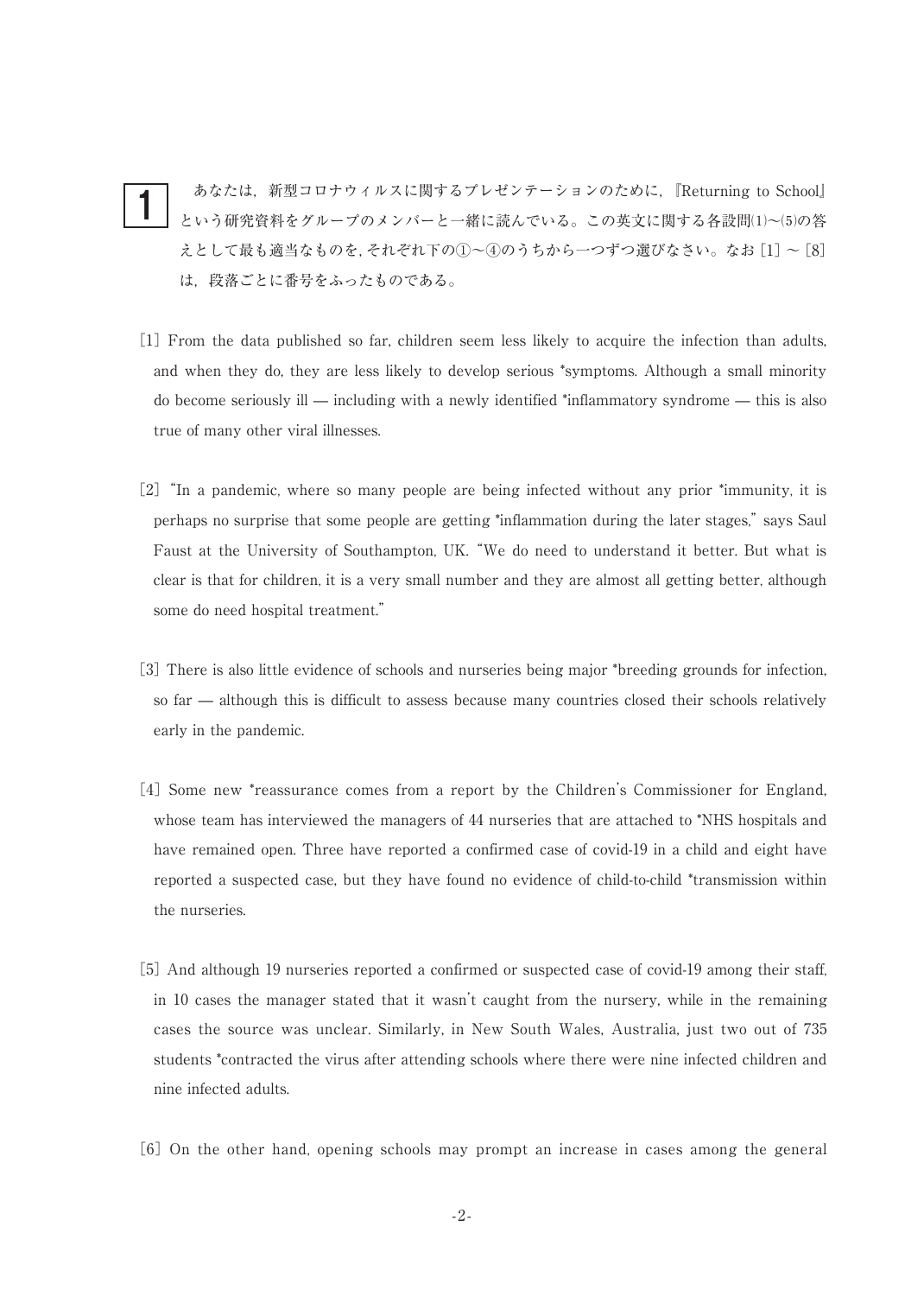**1** あなたは，新型コロナウィルスに関するプレゼンテーションのために，『Returning to School』という研究資料をグループのメンバーと一緒に読んでいる。この英文に関する各設問(1)〜(5)の答えとして最も適当なものを，それぞれ下の①〜④のうちから一つずつ選びなさい。なお [1] 〜 [8] は，段落ごとに番号をふったものである。

[1] From the data published so far, children seem less likely to acquire the infection than adults, and when they do, they are less likely to develop serious *symptoms. Although a small minority do become seriously ill — including with a newly identified *inflammatory syndrome — this is also true of many other viral illnesses.

[2] "In a pandemic, where so many people are being infected without any prior *immunity, it is perhaps no surprise that some people are getting *inflammation during the later stages," says Saul Faust at the University of Southampton, UK. "We do need to understand it better. But what is clear is that for children, it is a very small number and they are almost all getting better, although some do need hospital treatment."

[3] There is also little evidence of schools and nurseries being major *breeding grounds for infection, so far — although this is difficult to assess because many countries closed their schools relatively early in the pandemic.

[4] Some new *reassurance comes from a report by the Children's Commissioner for England, whose team has interviewed the managers of 44 nurseries that are attached to *NHS hospitals and have remained open. Three have reported a confirmed case of covid-19 in a child and eight have reported a suspected case, but they have found no evidence of child-to-child *transmission within the nurseries.

[5] And although 19 nurseries reported a confirmed or suspected case of covid-19 among their staff, in 10 cases the manager stated that it wasn't caught from the nursery, while in the remaining cases the source was unclear. Similarly, in New South Wales, Australia, just two out of 735 students *contracted the virus after attending schools where there were nine infected children and nine infected adults.

[6] On the other hand, opening schools may prompt an increase in cases among the general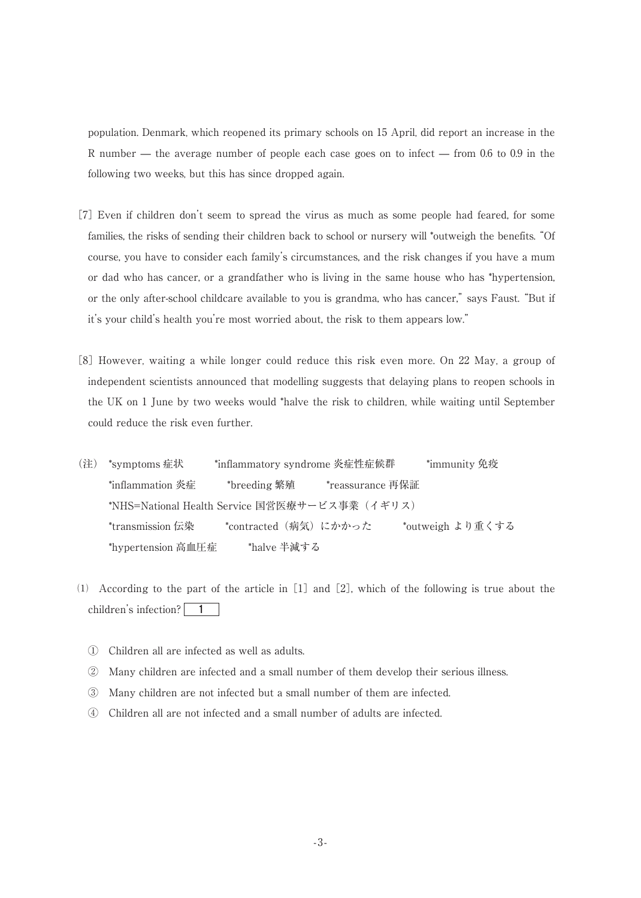population. Denmark, which reopened its primary schools on 15 April, did report an increase in the R number — the average number of people each case goes on to infect — from 0.6 to 0.9 in the following two weeks, but this has since dropped again.

[7] Even if children don't seem to spread the virus as much as some people had feared, for some families, the risks of sending their children back to school or nursery will *outweigh the benefits. "Of course, you have to consider each family's circumstances, and the risk changes if you have a mum or dad who has cancer, or a grandfather who is living in the same house who has *hypertension, or the only after-school childcare available to you is grandma, who has cancer," says Faust. "But if it's your child's health you're most worried about, the risk to them appears low."

[8] However, waiting a while longer could reduce this risk even more. On 22 May, a group of independent scientists announced that modelling suggests that delaying plans to reopen schools in the UK on 1 June by two weeks would *halve the risk to children, while waiting until September could reduce the risk even further.

（注） *symptoms 症状　　*inflammatory syndrome 炎症性症候群　　*immunity 免疫
*inflammation 炎症　　*breeding 繁殖　　*reassurance 再保証
*NHS=National Health Service 国営医療サービス事業（イギリス）
*transmission 伝染　　*contracted（病気）にかかった　　*outweigh より重くする
*hypertension 高血圧症　　*halve 半減する

(1) According to the part of the article in [1] and [2], which of the following is true about the children's infection? [ 1 ]

① Children all are infected as well as adults.
② Many children are infected and a small number of them develop their serious illness.
③ Many children are not infected but a small number of them are infected.
④ Children all are not infected and a small number of adults are infected.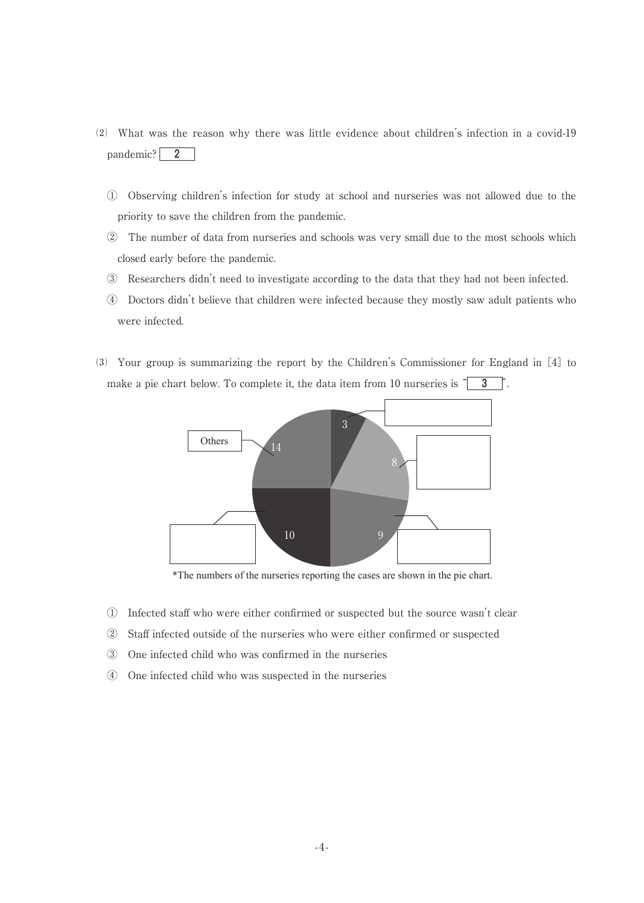(2) What was the reason why there was little evidence about children's infection in a covid-19 pandemic? [ 2 ]

① Observing children's infection for study at school and nurseries was not allowed due to the priority to save the children from the pandemic.

② The number of data from nurseries and schools was very small due to the most schools which closed early before the pandemic.

③ Researchers didn't need to investigate according to the data that they had not been infected.

④ Doctors didn't believe that children were infected because they mostly saw adult patients who were infected.

(3) Your group is summarizing the report by the Children's Commissioner for England in [4] to make a pie chart below. To complete it, the data item from 10 nurseries is "[ 3 ]".

Others

14

3

8

9

10

*The numbers of the nurseries reporting the cases are shown in the pie chart.

① Infected staff who were either confirmed or suspected but the source wasn't clear

② Staff infected outside of the nurseries who were either confirmed or suspected

③ One infected child who was confirmed in the nurseries

④ One infected child who was suspected in the nurseries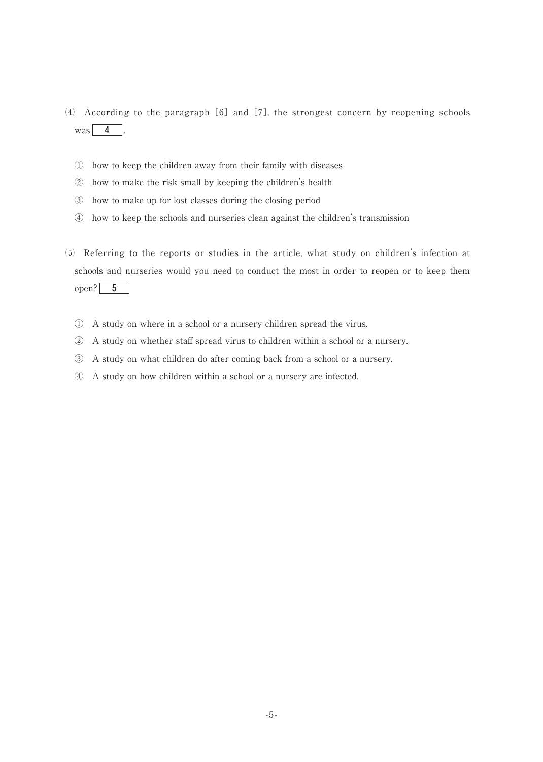(4) According to the paragraph [6] and [7], the strongest concern by reopening schools was **4** .

① how to keep the children away from their family with diseases

② how to make the risk small by keeping the children's health

③ how to make up for lost classes during the closing period

④ how to keep the schools and nurseries clean against the children's transmission

(5) Referring to the reports or studies in the article, what study on children's infection at schools and nurseries would you need to conduct the most in order to reopen or to keep them open? **5**

① A study on where in a school or a nursery children spread the virus.

② A study on whether staff spread virus to children within a school or a nursery.

③ A study on what children do after coming back from a school or a nursery.

④ A study on how children within a school or a nursery are infected.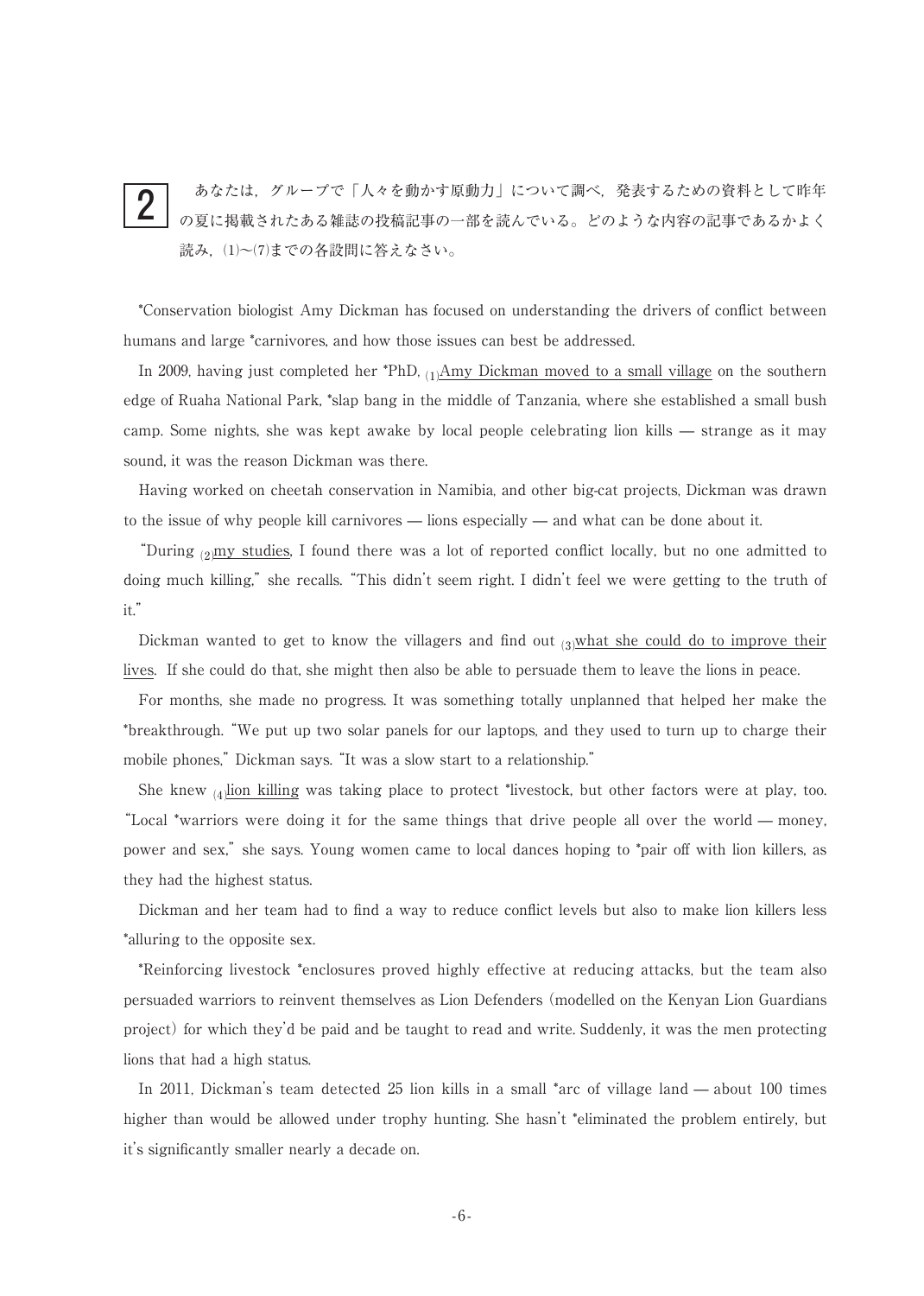**2** あなたは，グループで「人々を動かす原動力」について調べ，発表するための資料として昨年の夏に掲載されたある雑誌の投稿記事の一部を読んでいる。どのような内容の記事であるかよく読み，(1)〜(7)までの各設問に答えなさい。

*Conservation biologist Amy Dickman has focused on understanding the drivers of conflict between humans and large *carnivores, and how those issues can best be addressed.

In 2009, having just completed her *PhD, (1)<u>Amy Dickman moved to a small village</u> on the southern edge of Ruaha National Park, *slap bang in the middle of Tanzania, where she established a small bush camp. Some nights, she was kept awake by local people celebrating lion kills — strange as it may sound, it was the reason Dickman was there.

Having worked on cheetah conservation in Namibia, and other big-cat projects, Dickman was drawn to the issue of why people kill carnivores — lions especially — and what can be done about it.

"During (2)<u>my studies</u>, I found there was a lot of reported conflict locally, but no one admitted to doing much killing," she recalls. "This didn't seem right. I didn't feel we were getting to the truth of it."

Dickman wanted to get to know the villagers and find out (3)<u>what she could do to improve their lives</u>. If she could do that, she might then also be able to persuade them to leave the lions in peace.

For months, she made no progress. It was something totally unplanned that helped her make the *breakthrough. "We put up two solar panels for our laptops, and they used to turn up to charge their mobile phones," Dickman says. "It was a slow start to a relationship."

She knew (4)<u>lion killing</u> was taking place to protect *livestock, but other factors were at play, too. "Local *warriors were doing it for the same things that drive people all over the world — money, power and sex," she says. Young women came to local dances hoping to *pair off with lion killers, as they had the highest status.

Dickman and her team had to find a way to reduce conflict levels but also to make lion killers less *alluring to the opposite sex.

*Reinforcing livestock *enclosures proved highly effective at reducing attacks, but the team also persuaded warriors to reinvent themselves as Lion Defenders (modelled on the Kenyan Lion Guardians project) for which they'd be paid and be taught to read and write. Suddenly, it was the men protecting lions that had a high status.

In 2011, Dickman's team detected 25 lion kills in a small *arc of village land — about 100 times higher than would be allowed under trophy hunting. She hasn't *eliminated the problem entirely, but it's significantly smaller nearly a decade on.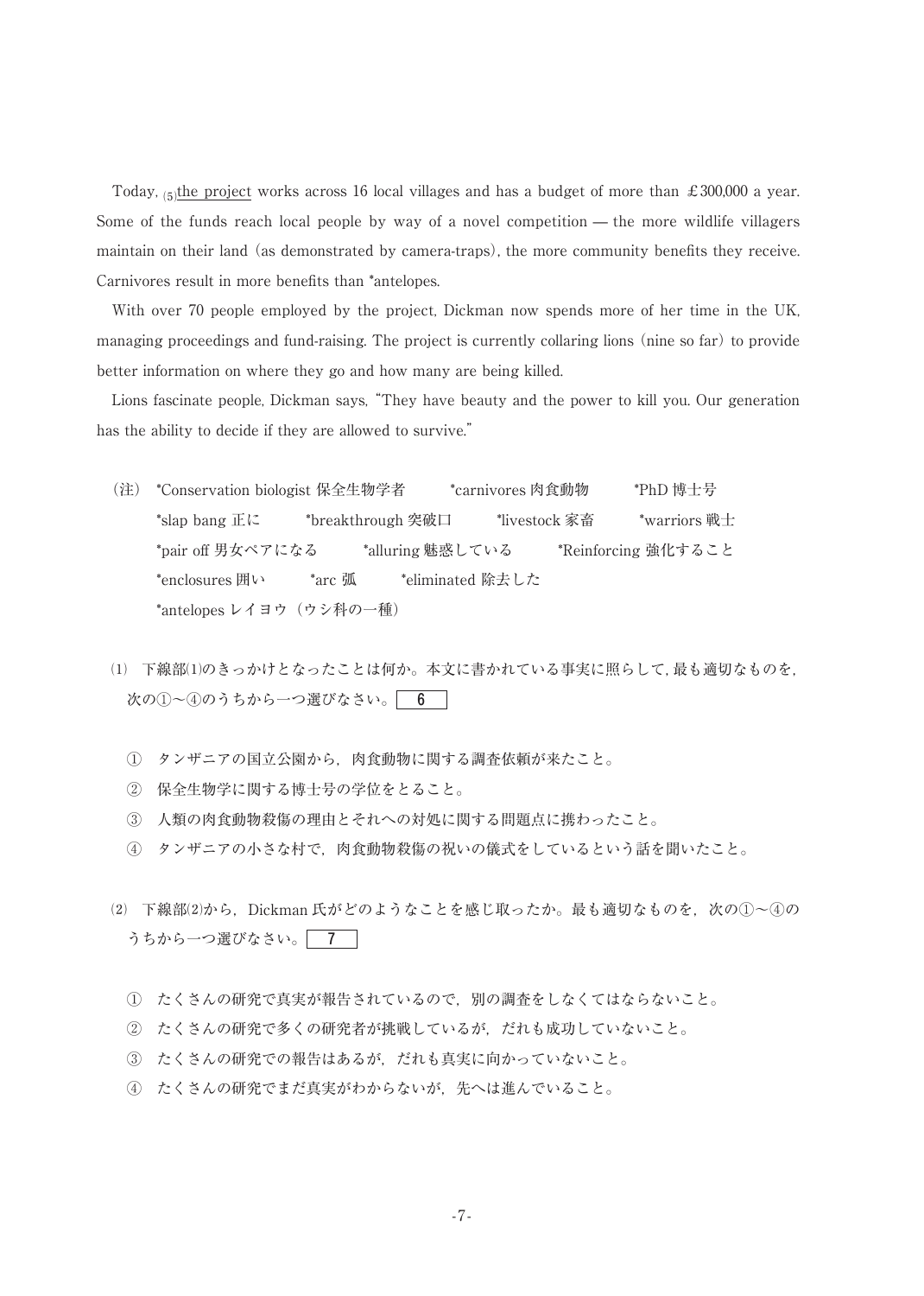Today, (5)<u>the project</u> works across 16 local villages and has a budget of more than ￡300,000 a year. Some of the funds reach local people by way of a novel competition — the more wildlife villagers maintain on their land (as demonstrated by camera-traps), the more community benefits they receive. Carnivores result in more benefits than *antelopes.

With over 70 people employed by the project, Dickman now spends more of her time in the UK, managing proceedings and fund-raising. The project is currently collaring lions (nine so far) to provide better information on where they go and how many are being killed.

Lions fascinate people, Dickman says, "They have beauty and the power to kill you. Our generation has the ability to decide if they are allowed to survive."

（注） *Conservation biologist 保全生物学者　*carnivores 肉食動物　*PhD 博士号
*slap bang 正に　*breakthrough 突破口　*livestock 家畜　*warriors 戦士
*pair off 男女ペアになる　*alluring 魅惑している　*Reinforcing 強化すること
*enclosures 囲い　*arc 弧　*eliminated 除去した
*antelopes レイヨウ（ウシ科の一種）

⑴ 下線部⑴のきっかけとなったことは何か。本文に書かれている事実に照らして，最も適切なものを，次の①～④のうちから一つ選びなさい。 6

① タンザニアの国立公園から，肉食動物に関する調査依頼が来たこと。
② 保全生物学に関する博士号の学位をとること。
③ 人類の肉食動物殺傷の理由とそれへの対処に関する問題点に携わったこと。
④ タンザニアの小さな村で，肉食動物殺傷の祝いの儀式をしているという話を聞いたこと。

⑵ 下線部⑵から，Dickman 氏がどのようなことを感じ取ったか。最も適切なものを，次の①～④のうちから一つ選びなさい。 7

① たくさんの研究で真実が報告されているので，別の調査をしなくてはならないこと。
② たくさんの研究で多くの研究者が挑戦しているが，だれも成功していないこと。
③ たくさんの研究での報告はあるが，だれも真実に向かっていないこと。
④ たくさんの研究でまだ真実がわからないが，先へは進んでいること。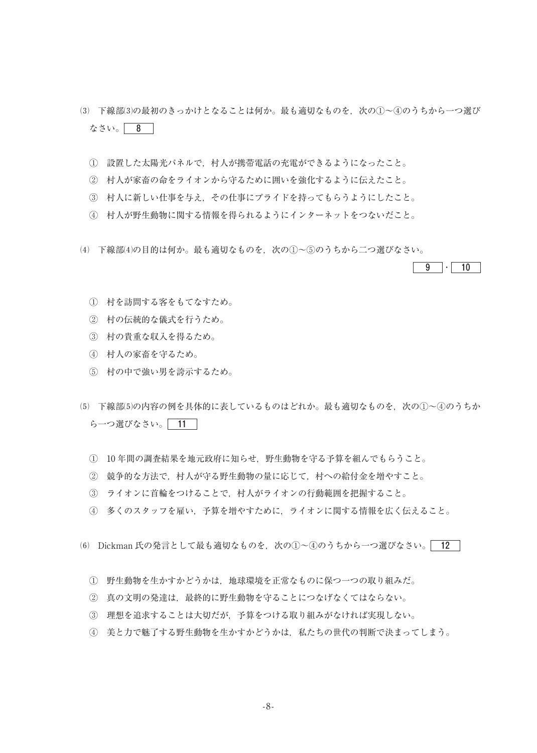⑶ 下線部⑶の最初のきっかけとなることは何か。最も適切なものを，次の①～④のうちから一つ選びなさい。 8

① 設置した太陽光パネルで，村人が携帯電話の充電ができるようになったこと。
② 村人が家畜の命をライオンから守るために囲いを強化するように伝えたこと。
③ 村人に新しい仕事を与え，その仕事にプライドを持ってもらうようにしたこと。
④ 村人が野生動物に関する情報を得られるようにインターネットをつないだこと。

⑷ 下線部⑷の目的は何か。最も適切なものを，次の①～⑤のうちから二つ選びなさい。 9 ・ 10

① 村を訪問する客をもてなすため。
② 村の伝統的な儀式を行うため。
③ 村の貴重な収入を得るため。
④ 村人の家畜を守るため。
⑤ 村の中で強い男を誇示するため。

⑸ 下線部⑸の内容の例を具体的に表しているものはどれか。最も適切なものを，次の①～④のうちから一つ選びなさい。 11

① 10 年間の調査結果を地元政府に知らせ，野生動物を守る予算を組んでもらうこと。
② 競争的な方法で，村人が守る野生動物の量に応じて，村への給付金を増やすこと。
③ ライオンに首輪をつけることで，村人がライオンの行動範囲を把握すること。
④ 多くのスタッフを雇い，予算を増やすために，ライオンに関する情報を広く伝えること。

⑹ Dickman 氏の発言として最も適切なものを，次の①～④のうちから一つ選びなさい。 12

① 野生動物を生かすかどうかは，地球環境を正常なものに保つ一つの取り組みだ。
② 真の文明の発達は，最終的に野生動物を守ることにつなげなくてはならない。
③ 理想を追求することは大切だが，予算をつける取り組みがなければ実現しない。
④ 美と力で魅了する野生動物を生かすかどうかは，私たちの世代の判断で決まってしまう。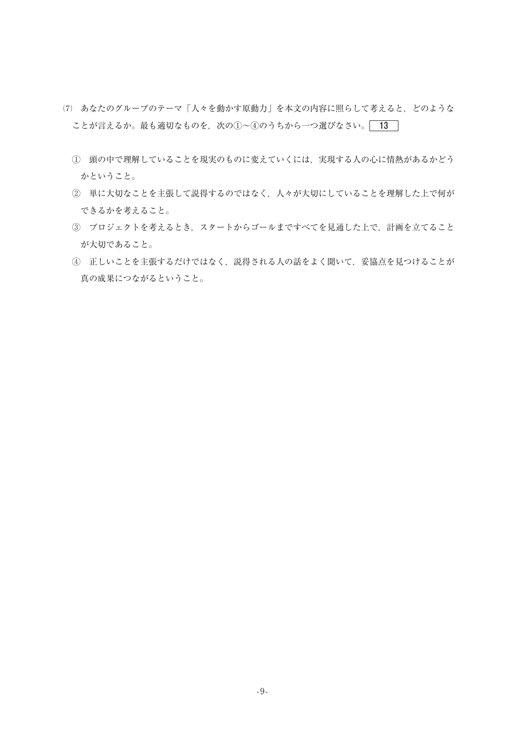(7) あなたのグループのテーマ「人々を動かす原動力」を本文の内容に照らして考えると，どのようなことが言えるか。最も適切なものを，次の①～④のうちから一つ選びなさい。 13

① 頭の中で理解していることを現実のものに変えていくには，実現する人の心に情熱があるかどうかということ。

② 単に大切なことを主張して説得するのではなく，人々が大切にしていることを理解した上で何ができるかを考えること。

③ プロジェクトを考えるとき，スタートからゴールまですべてを見通した上で，計画を立てることが大切であること。

④ 正しいことを主張するだけではなく，説得される人の話をよく聞いて，妥協点を見つけることが真の成果につながるということ。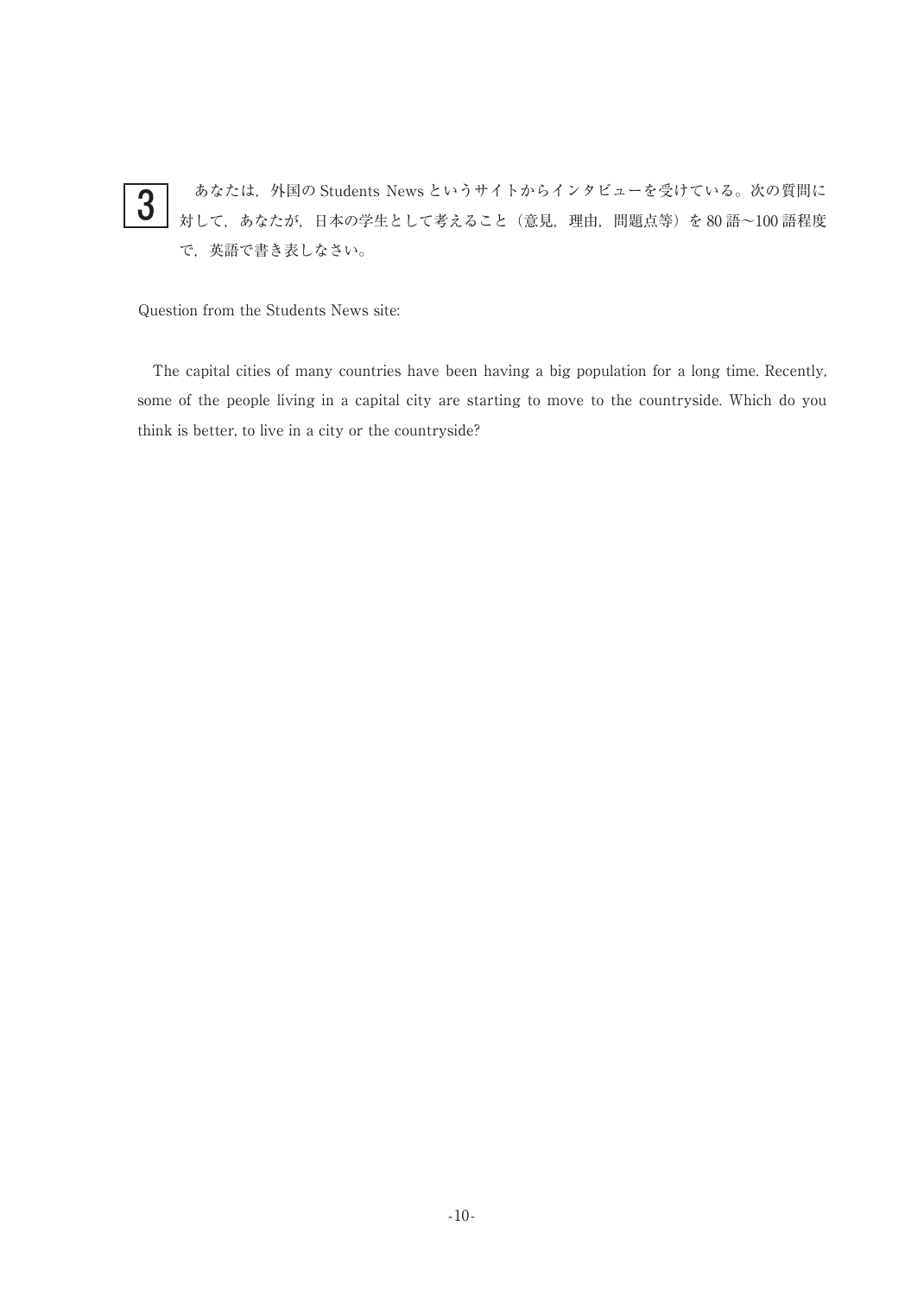**3** あなたは，外国の Students News というサイトからインタビューを受けている。次の質問に対して，あなたが，日本の学生として考えること（意見，理由，問題点等）を 80 語〜100 語程度で，英語で書き表しなさい。

Question from the Students News site:

The capital cities of many countries have been having a big population for a long time. Recently, some of the people living in a capital city are starting to move to the countryside. Which do you think is better, to live in a city or the countryside?